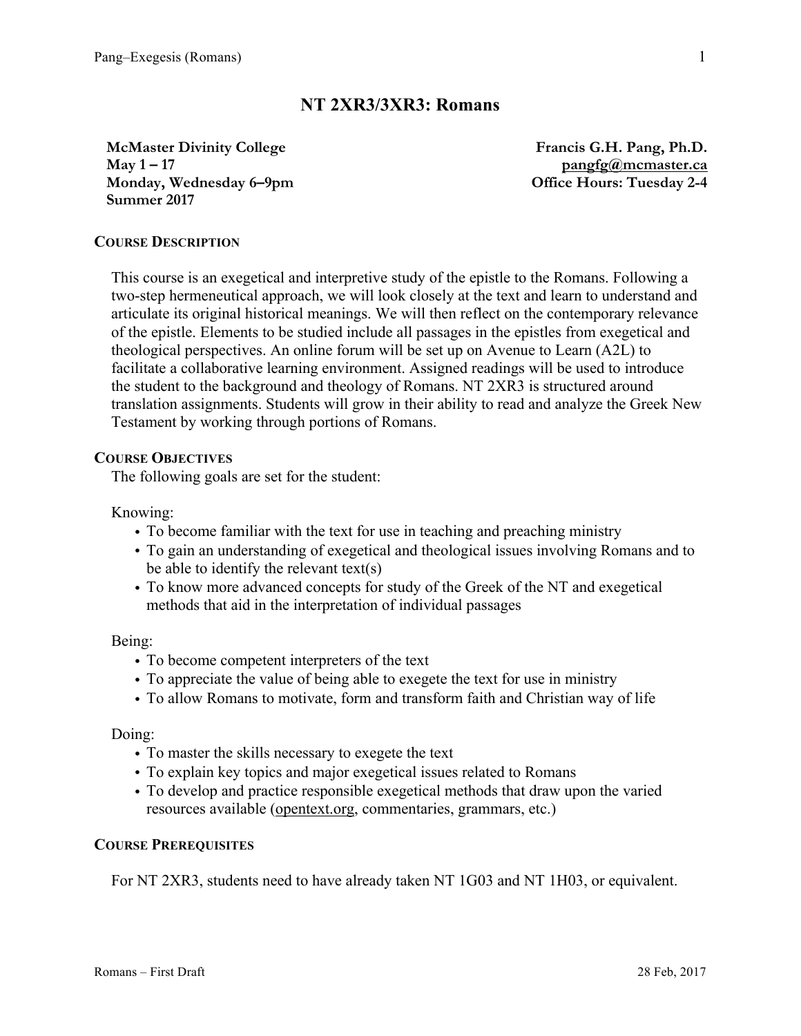# NT 2XR3/3XR3: Romans

**McMaster Divinity College**
**May 1 – 17**
**Monday, Wednesday 6–9pm**
**Summer 2017**

**Francis G.H. Pang, Ph.D.**
**pangfg@mcmaster.ca**
**Office Hours: Tuesday 2-4**

## COURSE DESCRIPTION

This course is an exegetical and interpretive study of the epistle to the Romans. Following a two-step hermeneutical approach, we will look closely at the text and learn to understand and articulate its original historical meanings. We will then reflect on the contemporary relevance of the epistle. Elements to be studied include all passages in the epistles from exegetical and theological perspectives. An online forum will be set up on Avenue to Learn (A2L) to facilitate a collaborative learning environment. Assigned readings will be used to introduce the student to the background and theology of Romans. NT 2XR3 is structured around translation assignments. Students will grow in their ability to read and analyze the Greek New Testament by working through portions of Romans.

## COURSE OBJECTIVES

The following goals are set for the student:

Knowing:

- To become familiar with the text for use in teaching and preaching ministry
- To gain an understanding of exegetical and theological issues involving Romans and to be able to identify the relevant text(s)
- To know more advanced concepts for study of the Greek of the NT and exegetical methods that aid in the interpretation of individual passages

Being:

- To become competent interpreters of the text
- To appreciate the value of being able to exegete the text for use in ministry
- To allow Romans to motivate, form and transform faith and Christian way of life

Doing:

- To master the skills necessary to exegete the text
- To explain key topics and major exegetical issues related to Romans
- To develop and practice responsible exegetical methods that draw upon the varied resources available (opentext.org, commentaries, grammars, etc.)

## COURSE PREREQUISITES

For NT 2XR3, students need to have already taken NT 1G03 and NT 1H03, or equivalent.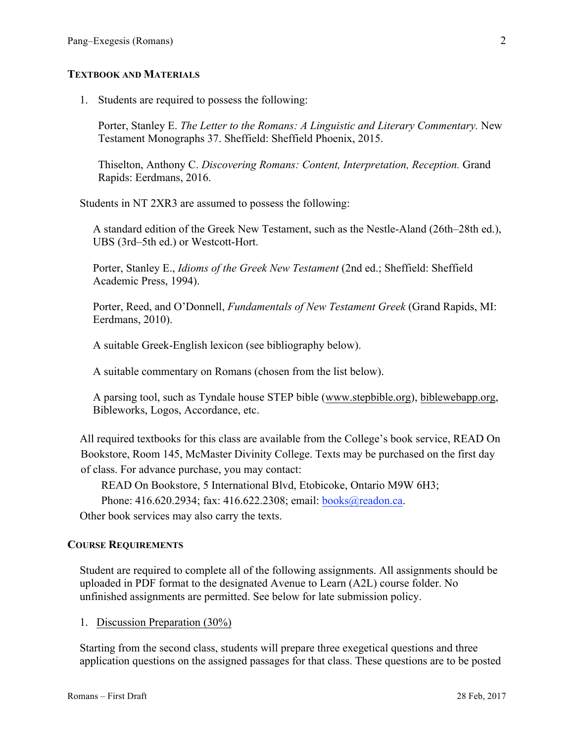## Textbook and Materials

1. Students are required to possess the following:

   Porter, Stanley E. *The Letter to the Romans: A Linguistic and Literary Commentary.* New Testament Monographs 37. Sheffield: Sheffield Phoenix, 2015.

   Thiselton, Anthony C. *Discovering Romans: Content, Interpretation, Reception.* Grand Rapids: Eerdmans, 2016.

Students in NT 2XR3 are assumed to possess the following:

A standard edition of the Greek New Testament, such as the Nestle-Aland (26th–28th ed.), UBS (3rd–5th ed.) or Westcott-Hort.

Porter, Stanley E., *Idioms of the Greek New Testament* (2nd ed.; Sheffield: Sheffield Academic Press, 1994).

Porter, Reed, and O'Donnell, *Fundamentals of New Testament Greek* (Grand Rapids, MI: Eerdmans, 2010).

A suitable Greek-English lexicon (see bibliography below).

A suitable commentary on Romans (chosen from the list below).

A parsing tool, such as Tyndale house STEP bible (www.stepbible.org), biblewebapp.org, Bibleworks, Logos, Accordance, etc.

All required textbooks for this class are available from the College's book service, READ On Bookstore, Room 145, McMaster Divinity College. Texts may be purchased on the first day of class. For advance purchase, you may contact:

READ On Bookstore, 5 International Blvd, Etobicoke, Ontario M9W 6H3;
Phone: 416.620.2934; fax: 416.622.2308; email: books@readon.ca.

Other book services may also carry the texts.

## Course Requirements

Student are required to complete all of the following assignments. All assignments should be uploaded in PDF format to the designated Avenue to Learn (A2L) course folder. No unfinished assignments are permitted. See below for late submission policy.

1. Discussion Preparation (30%)

Starting from the second class, students will prepare three exegetical questions and three application questions on the assigned passages for that class. These questions are to be posted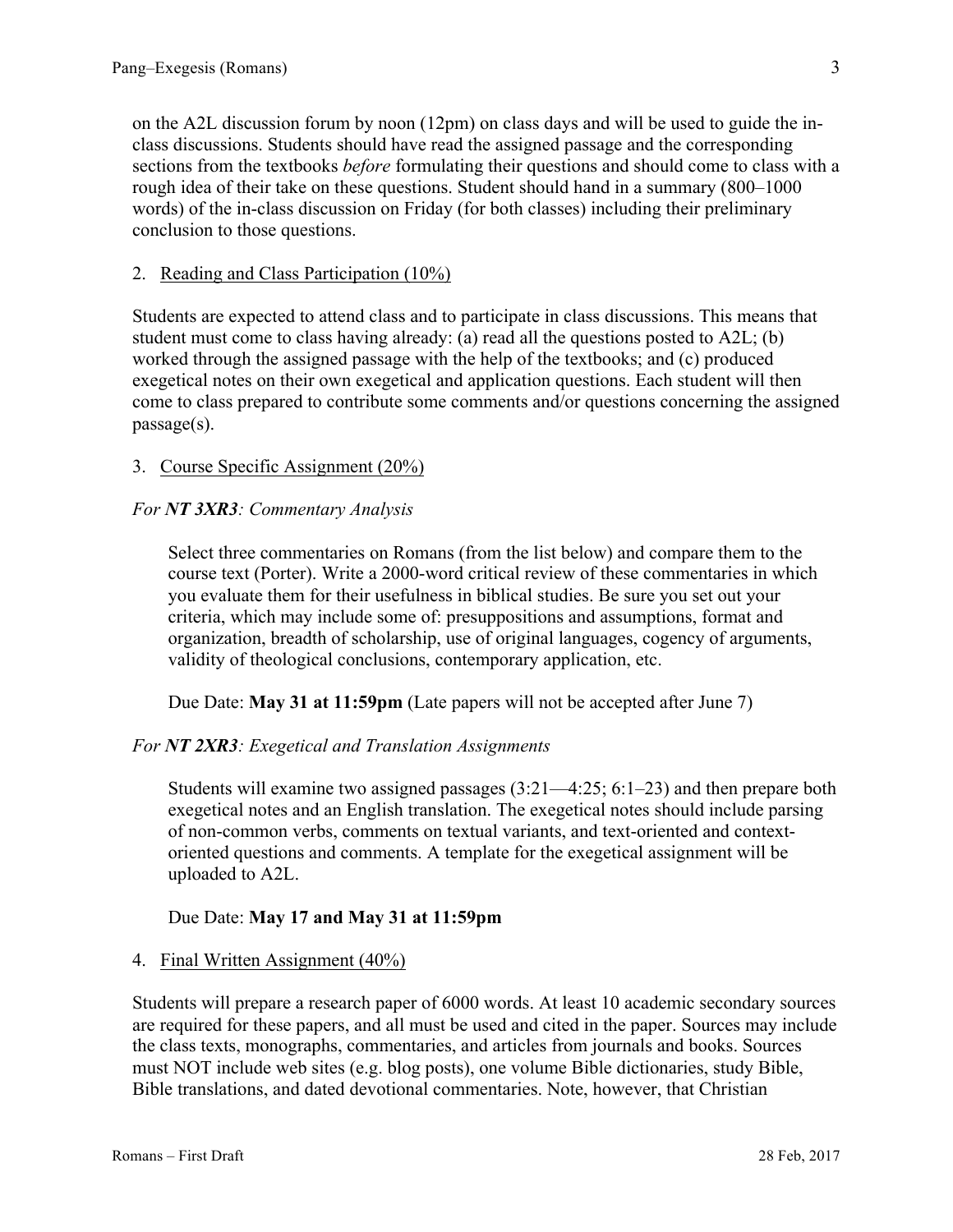on the A2L discussion forum by noon (12pm) on class days and will be used to guide the in-class discussions. Students should have read the assigned passage and the corresponding sections from the textbooks *before* formulating their questions and should come to class with a rough idea of their take on these questions. Student should hand in a summary (800–1000 words) of the in-class discussion on Friday (for both classes) including their preliminary conclusion to those questions.

2. Reading and Class Participation (10%)

Students are expected to attend class and to participate in class discussions. This means that student must come to class having already: (a) read all the questions posted to A2L; (b) worked through the assigned passage with the help of the textbooks; and (c) produced exegetical notes on their own exegetical and application questions. Each student will then come to class prepared to contribute some comments and/or questions concerning the assigned passage(s).

3. Course Specific Assignment (20%)

*For **NT 3XR3**: Commentary Analysis*

> Select three commentaries on Romans (from the list below) and compare them to the course text (Porter). Write a 2000-word critical review of these commentaries in which you evaluate them for their usefulness in biblical studies. Be sure you set out your criteria, which may include some of: presuppositions and assumptions, format and organization, breadth of scholarship, use of original languages, cogency of arguments, validity of theological conclusions, contemporary application, etc.
>
> Due Date: **May 31 at 11:59pm** (Late papers will not be accepted after June 7)

*For **NT 2XR3**: Exegetical and Translation Assignments*

> Students will examine two assigned passages (3:21—4:25; 6:1–23) and then prepare both exegetical notes and an English translation. The exegetical notes should include parsing of non-common verbs, comments on textual variants, and text-oriented and context-oriented questions and comments. A template for the exegetical assignment will be uploaded to A2L.
>
> Due Date: **May 17 and May 31 at 11:59pm**

4. Final Written Assignment (40%)

Students will prepare a research paper of 6000 words. At least 10 academic secondary sources are required for these papers, and all must be used and cited in the paper. Sources may include the class texts, monographs, commentaries, and articles from journals and books. Sources must NOT include web sites (e.g. blog posts), one volume Bible dictionaries, study Bible, Bible translations, and dated devotional commentaries. Note, however, that Christian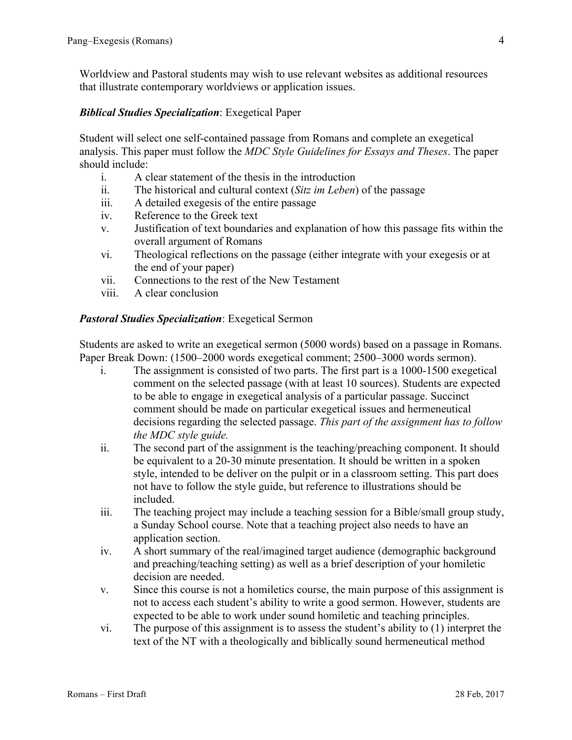Worldview and Pastoral students may wish to use relevant websites as additional resources that illustrate contemporary worldviews or application issues.

***Biblical Studies Specialization***: Exegetical Paper

Student will select one self-contained passage from Romans and complete an exegetical analysis. This paper must follow the *MDC Style Guidelines for Essays and Theses*. The paper should include:

i. A clear statement of the thesis in the introduction
ii. The historical and cultural context (*Sitz im Leben*) of the passage
iii. A detailed exegesis of the entire passage
iv. Reference to the Greek text
v. Justification of text boundaries and explanation of how this passage fits within the overall argument of Romans
vi. Theological reflections on the passage (either integrate with your exegesis or at the end of your paper)
vii. Connections to the rest of the New Testament
viii. A clear conclusion

***Pastoral Studies Specialization***: Exegetical Sermon

Students are asked to write an exegetical sermon (5000 words) based on a passage in Romans. Paper Break Down: (1500–2000 words exegetical comment; 2500–3000 words sermon).

i. The assignment is consisted of two parts. The first part is a 1000-1500 exegetical comment on the selected passage (with at least 10 sources). Students are expected to be able to engage in exegetical analysis of a particular passage. Succinct comment should be made on particular exegetical issues and hermeneutical decisions regarding the selected passage. *This part of the assignment has to follow the MDC style guide.*
ii. The second part of the assignment is the teaching/preaching component. It should be equivalent to a 20-30 minute presentation. It should be written in a spoken style, intended to be deliver on the pulpit or in a classroom setting. This part does not have to follow the style guide, but reference to illustrations should be included.
iii. The teaching project may include a teaching session for a Bible/small group study, a Sunday School course. Note that a teaching project also needs to have an application section.
iv. A short summary of the real/imagined target audience (demographic background and preaching/teaching setting) as well as a brief description of your homiletic decision are needed.
v. Since this course is not a homiletics course, the main purpose of this assignment is not to access each student's ability to write a good sermon. However, students are expected to be able to work under sound homiletic and teaching principles.
vi. The purpose of this assignment is to assess the student's ability to (1) interpret the text of the NT with a theologically and biblically sound hermeneutical method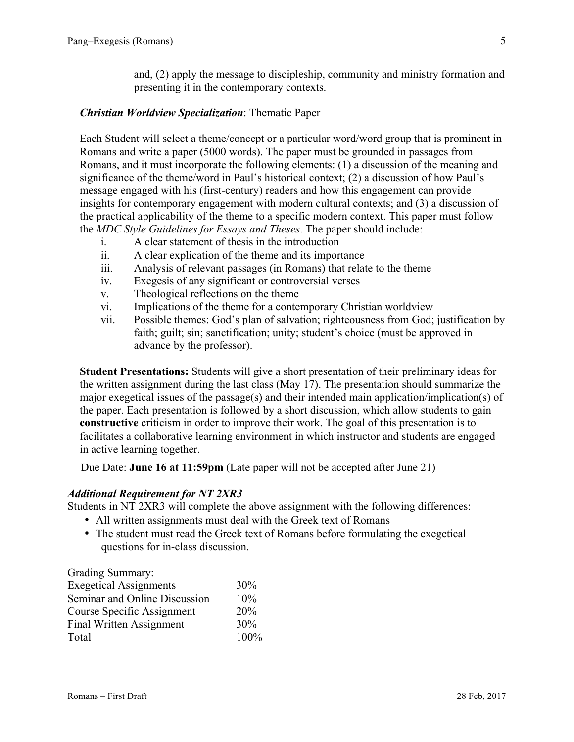and, (2) apply the message to discipleship, community and ministry formation and presenting it in the contemporary contexts.

***Christian Worldview Specialization***: Thematic Paper

Each Student will select a theme/concept or a particular word/word group that is prominent in Romans and write a paper (5000 words). The paper must be grounded in passages from Romans, and it must incorporate the following elements: (1) a discussion of the meaning and significance of the theme/word in Paul's historical context; (2) a discussion of how Paul's message engaged with his (first-century) readers and how this engagement can provide insights for contemporary engagement with modern cultural contexts; and (3) a discussion of the practical applicability of the theme to a specific modern context. This paper must follow the *MDC Style Guidelines for Essays and Theses*. The paper should include:

i. A clear statement of thesis in the introduction
ii. A clear explication of the theme and its importance
iii. Analysis of relevant passages (in Romans) that relate to the theme
iv. Exegesis of any significant or controversial verses
v. Theological reflections on the theme
vi. Implications of the theme for a contemporary Christian worldview
vii. Possible themes: God's plan of salvation; righteousness from God; justification by faith; guilt; sin; sanctification; unity; student's choice (must be approved in advance by the professor).

**Student Presentations:** Students will give a short presentation of their preliminary ideas for the written assignment during the last class (May 17). The presentation should summarize the major exegetical issues of the passage(s) and their intended main application/implication(s) of the paper. Each presentation is followed by a short discussion, which allow students to gain **constructive** criticism in order to improve their work. The goal of this presentation is to facilitates a collaborative learning environment in which instructor and students are engaged in active learning together.

Due Date: **June 16 at 11:59pm** (Late paper will not be accepted after June 21)

***Additional Requirement for NT 2XR3***

Students in NT 2XR3 will complete the above assignment with the following differences:

- All written assignments must deal with the Greek text of Romans
- The student must read the Greek text of Romans before formulating the exegetical questions for in-class discussion.

Grading Summary:

| | |
|---|---|
| Exegetical Assignments | 30% |
| Seminar and Online Discussion | 10% |
| Course Specific Assignment | 20% |
| Final Written Assignment | 30% |
| Total | 100% |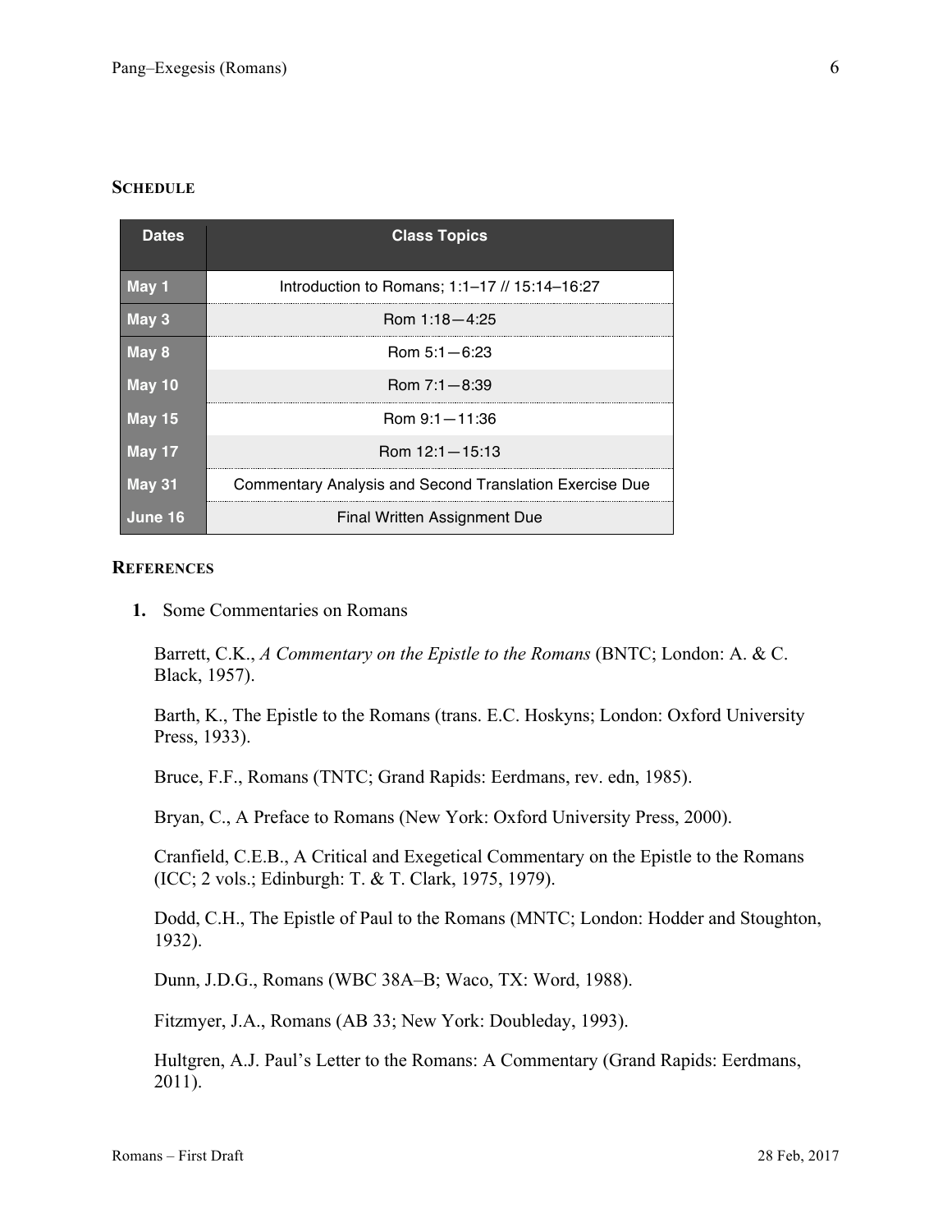## Schedule

| Dates | Class Topics |
|---|---|
| May 1 | Introduction to Romans; 1:1–17 // 15:14–16:27 |
| May 3 | Rom 1:18—4:25 |
| May 8 | Rom 5:1—6:23 |
| May 10 | Rom 7:1—8:39 |
| May 15 | Rom 9:1—11:36 |
| May 17 | Rom 12:1—15:13 |
| May 31 | Commentary Analysis and Second Translation Exercise Due |
| June 16 | Final Written Assignment Due |

## References

**1.** Some Commentaries on Romans

Barrett, C.K., *A Commentary on the Epistle to the Romans* (BNTC; London: A. & C. Black, 1957).

Barth, K., The Epistle to the Romans (trans. E.C. Hoskyns; London: Oxford University Press, 1933).

Bruce, F.F., Romans (TNTC; Grand Rapids: Eerdmans, rev. edn, 1985).

Bryan, C., A Preface to Romans (New York: Oxford University Press, 2000).

Cranfield, C.E.B., A Critical and Exegetical Commentary on the Epistle to the Romans (ICC; 2 vols.; Edinburgh: T. & T. Clark, 1975, 1979).

Dodd, C.H., The Epistle of Paul to the Romans (MNTC; London: Hodder and Stoughton, 1932).

Dunn, J.D.G., Romans (WBC 38A–B; Waco, TX: Word, 1988).

Fitzmyer, J.A., Romans (AB 33; New York: Doubleday, 1993).

Hultgren, A.J. Paul's Letter to the Romans: A Commentary (Grand Rapids: Eerdmans, 2011).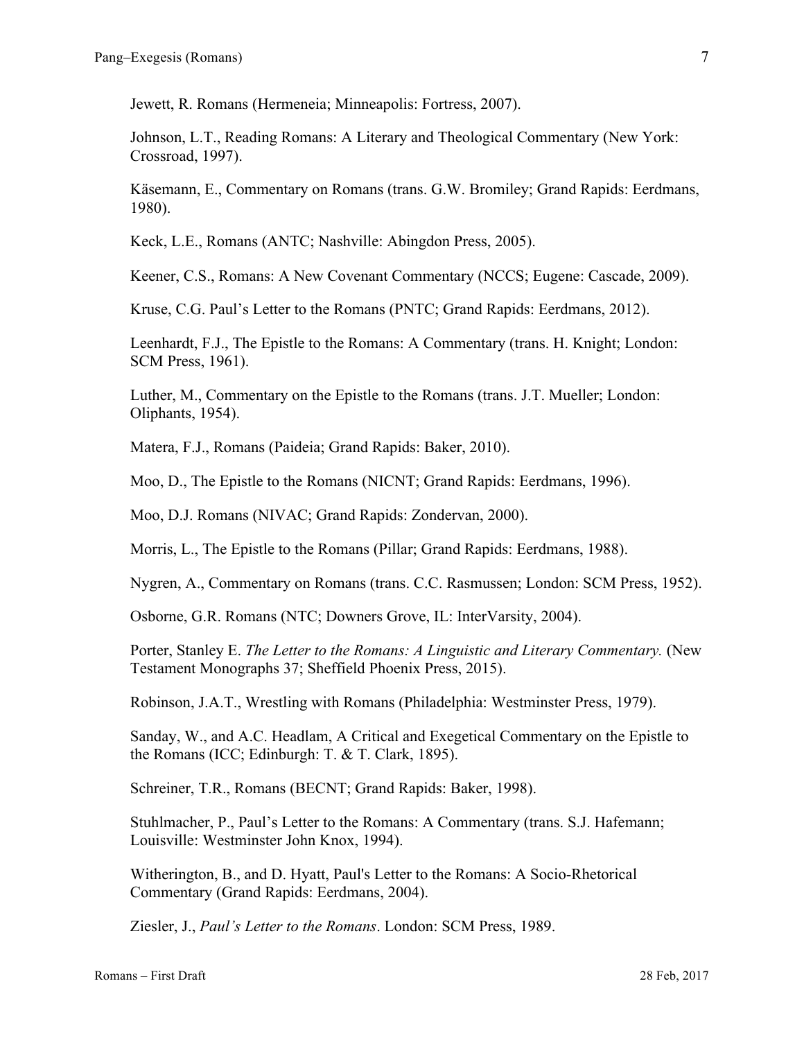Jewett, R. Romans (Hermeneia; Minneapolis: Fortress, 2007).

Johnson, L.T., Reading Romans: A Literary and Theological Commentary (New York: Crossroad, 1997).

Käsemann, E., Commentary on Romans (trans. G.W. Bromiley; Grand Rapids: Eerdmans, 1980).

Keck, L.E., Romans (ANTC; Nashville: Abingdon Press, 2005).

Keener, C.S., Romans: A New Covenant Commentary (NCCS; Eugene: Cascade, 2009).

Kruse, C.G. Paul's Letter to the Romans (PNTC; Grand Rapids: Eerdmans, 2012).

Leenhardt, F.J., The Epistle to the Romans: A Commentary (trans. H. Knight; London: SCM Press, 1961).

Luther, M., Commentary on the Epistle to the Romans (trans. J.T. Mueller; London: Oliphants, 1954).

Matera, F.J., Romans (Paideia; Grand Rapids: Baker, 2010).

Moo, D., The Epistle to the Romans (NICNT; Grand Rapids: Eerdmans, 1996).

Moo, D.J. Romans (NIVAC; Grand Rapids: Zondervan, 2000).

Morris, L., The Epistle to the Romans (Pillar; Grand Rapids: Eerdmans, 1988).

Nygren, A., Commentary on Romans (trans. C.C. Rasmussen; London: SCM Press, 1952).

Osborne, G.R. Romans (NTC; Downers Grove, IL: InterVarsity, 2004).

Porter, Stanley E. *The Letter to the Romans: A Linguistic and Literary Commentary.* (New Testament Monographs 37; Sheffield Phoenix Press, 2015).

Robinson, J.A.T., Wrestling with Romans (Philadelphia: Westminster Press, 1979).

Sanday, W., and A.C. Headlam, A Critical and Exegetical Commentary on the Epistle to the Romans (ICC; Edinburgh: T. & T. Clark, 1895).

Schreiner, T.R., Romans (BECNT; Grand Rapids: Baker, 1998).

Stuhlmacher, P., Paul's Letter to the Romans: A Commentary (trans. S.J. Hafemann; Louisville: Westminster John Knox, 1994).

Witherington, B., and D. Hyatt, Paul's Letter to the Romans: A Socio-Rhetorical Commentary (Grand Rapids: Eerdmans, 2004).

Ziesler, J., *Paul's Letter to the Romans*. London: SCM Press, 1989.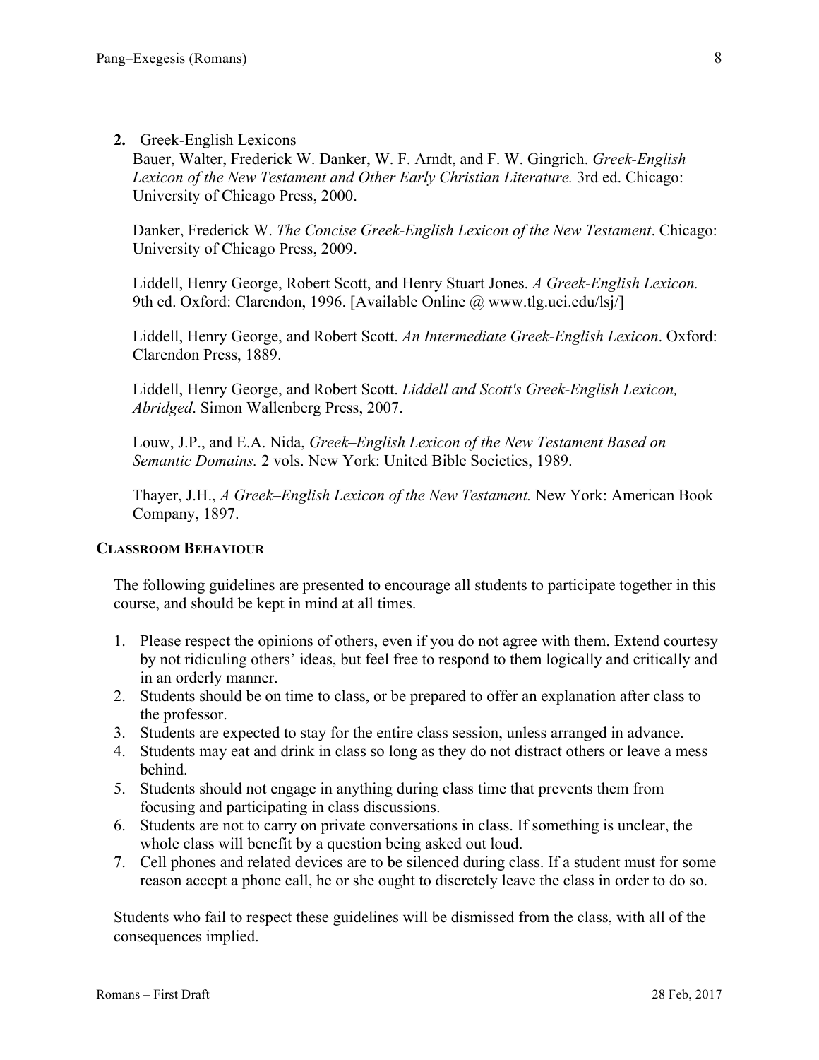**2.** Greek-English Lexicons

Bauer, Walter, Frederick W. Danker, W. F. Arndt, and F. W. Gingrich. *Greek-English Lexicon of the New Testament and Other Early Christian Literature.* 3rd ed. Chicago: University of Chicago Press, 2000.

Danker, Frederick W. *The Concise Greek-English Lexicon of the New Testament*. Chicago: University of Chicago Press, 2009.

Liddell, Henry George, Robert Scott, and Henry Stuart Jones. *A Greek-English Lexicon.* 9th ed. Oxford: Clarendon, 1996. [Available Online @ www.tlg.uci.edu/lsj/]

Liddell, Henry George, and Robert Scott. *An Intermediate Greek-English Lexicon*. Oxford: Clarendon Press, 1889.

Liddell, Henry George, and Robert Scott. *Liddell and Scott's Greek-English Lexicon, Abridged*. Simon Wallenberg Press, 2007.

Louw, J.P., and E.A. Nida, *Greek–English Lexicon of the New Testament Based on Semantic Domains.* 2 vols. New York: United Bible Societies, 1989.

Thayer, J.H., *A Greek–English Lexicon of the New Testament.* New York: American Book Company, 1897.

## Classroom Behaviour

The following guidelines are presented to encourage all students to participate together in this course, and should be kept in mind at all times.

1. Please respect the opinions of others, even if you do not agree with them. Extend courtesy by not ridiculing others' ideas, but feel free to respond to them logically and critically and in an orderly manner.
2. Students should be on time to class, or be prepared to offer an explanation after class to the professor.
3. Students are expected to stay for the entire class session, unless arranged in advance.
4. Students may eat and drink in class so long as they do not distract others or leave a mess behind.
5. Students should not engage in anything during class time that prevents them from focusing and participating in class discussions.
6. Students are not to carry on private conversations in class. If something is unclear, the whole class will benefit by a question being asked out loud.
7. Cell phones and related devices are to be silenced during class. If a student must for some reason accept a phone call, he or she ought to discretely leave the class in order to do so.

Students who fail to respect these guidelines will be dismissed from the class, with all of the consequences implied.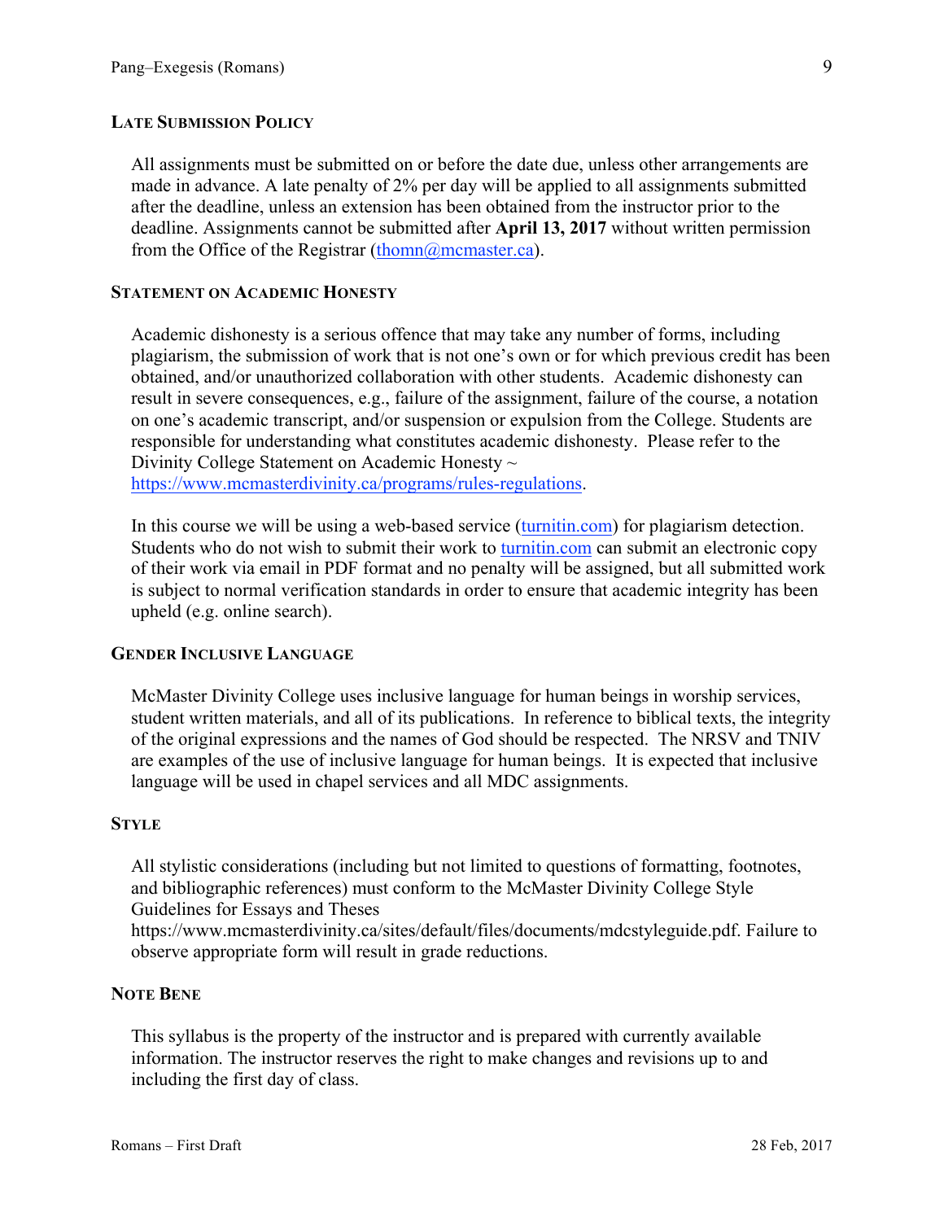### Late Submission Policy

All assignments must be submitted on or before the date due, unless other arrangements are made in advance. A late penalty of 2% per day will be applied to all assignments submitted after the deadline, unless an extension has been obtained from the instructor prior to the deadline. Assignments cannot be submitted after **April 13, 2017** without written permission from the Office of the Registrar (thomn@mcmaster.ca).

### Statement on Academic Honesty

Academic dishonesty is a serious offence that may take any number of forms, including plagiarism, the submission of work that is not one's own or for which previous credit has been obtained, and/or unauthorized collaboration with other students. Academic dishonesty can result in severe consequences, e.g., failure of the assignment, failure of the course, a notation on one's academic transcript, and/or suspension or expulsion from the College. Students are responsible for understanding what constitutes academic dishonesty. Please refer to the Divinity College Statement on Academic Honesty ~ https://www.mcmasterdivinity.ca/programs/rules-regulations.

In this course we will be using a web-based service (turnitin.com) for plagiarism detection. Students who do not wish to submit their work to turnitin.com can submit an electronic copy of their work via email in PDF format and no penalty will be assigned, but all submitted work is subject to normal verification standards in order to ensure that academic integrity has been upheld (e.g. online search).

### Gender Inclusive Language

McMaster Divinity College uses inclusive language for human beings in worship services, student written materials, and all of its publications. In reference to biblical texts, the integrity of the original expressions and the names of God should be respected. The NRSV and TNIV are examples of the use of inclusive language for human beings. It is expected that inclusive language will be used in chapel services and all MDC assignments.

### Style

All stylistic considerations (including but not limited to questions of formatting, footnotes, and bibliographic references) must conform to the McMaster Divinity College Style Guidelines for Essays and Theses https://www.mcmasterdivinity.ca/sites/default/files/documents/mdcstyleguide.pdf. Failure to observe appropriate form will result in grade reductions.

### Note Bene

This syllabus is the property of the instructor and is prepared with currently available information. The instructor reserves the right to make changes and revisions up to and including the first day of class.